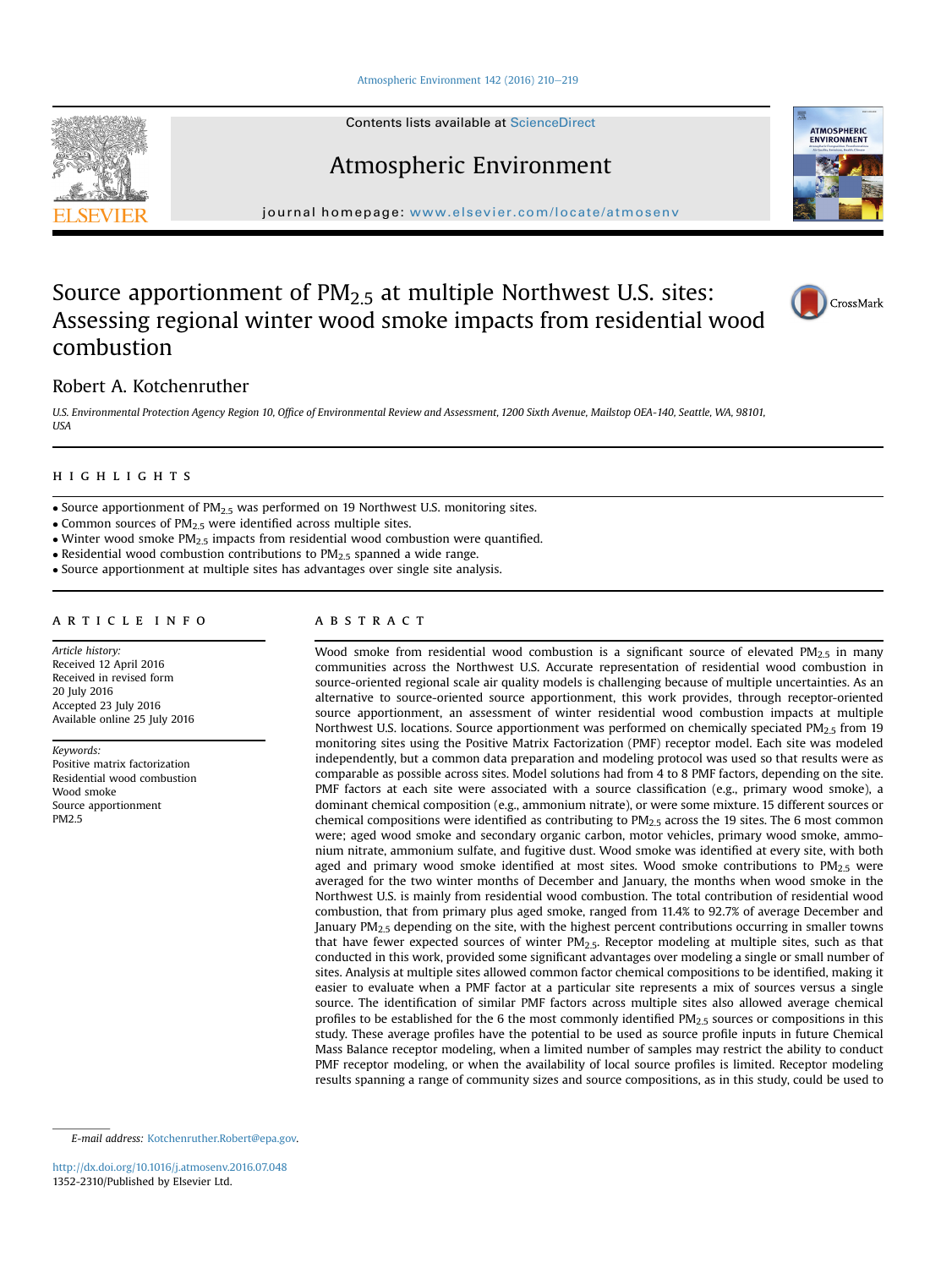# Source apportionment of $PM_{2.5}$ at multiple Northwest U.S. sites: Assessing regional winter wood smoke impacts from residential wood combustion

Robert A. Kotchenruther

*U.S. Environmental Protection Agency Region 10, Office of Environmental Review and Assessment, 1200 Sixth Avenue, Mailstop OEA-140, Seattle, WA, 98101, USA*

## HIGHLIGHTS

- Source apportionment of $PM_{2.5}$ was performed on 19 Northwest U.S. monitoring sites.
- Common sources of $PM_{2.5}$ were identified across multiple sites.
- Winter wood smoke $PM_{2.5}$ impacts from residential wood combustion were quantified.
- Residential wood combustion contributions to $PM_{2.5}$ spanned a wide range.
- Source apportionment at multiple sites has advantages over single site analysis.

## ARTICLE INFO

*Article history:*
Received 12 April 2016
Received in revised form 20 July 2016
Accepted 23 July 2016
Available online 25 July 2016

*Keywords:*
Positive matrix factorization
Residential wood combustion
Wood smoke
Source apportionment
PM2.5

## ABSTRACT

Wood smoke from residential wood combustion is a significant source of elevated $PM_{2.5}$ in many communities across the Northwest U.S. Accurate representation of residential wood combustion in source-oriented regional scale air quality models is challenging because of multiple uncertainties. As an alternative to source-oriented source apportionment, this work provides, through receptor-oriented source apportionment, an assessment of winter residential wood combustion impacts at multiple Northwest U.S. locations. Source apportionment was performed on chemically speciated $PM_{2.5}$ from 19 monitoring sites using the Positive Matrix Factorization (PMF) receptor model. Each site was modeled independently, but a common data preparation and modeling protocol was used so that results were as comparable as possible across sites. Model solutions had from 4 to 8 PMF factors, depending on the site. PMF factors at each site were associated with a source classification (e.g., primary wood smoke), a dominant chemical composition (e.g., ammonium nitrate), or were some mixture. 15 different sources or chemical compositions were identified as contributing to $PM_{2.5}$ across the 19 sites. The 6 most common were; aged wood smoke and secondary organic carbon, motor vehicles, primary wood smoke, ammonium nitrate, ammonium sulfate, and fugitive dust. Wood smoke was identified at every site, with both aged and primary wood smoke identified at most sites. Wood smoke contributions to $PM_{2.5}$ were averaged for the two winter months of December and January, the months when wood smoke in the Northwest U.S. is mainly from residential wood combustion. The total contribution of residential wood combustion, that from primary plus aged smoke, ranged from 11.4% to 92.7% of average December and January $PM_{2.5}$ depending on the site, with the highest percent contributions occurring in smaller towns that have fewer expected sources of winter $PM_{2.5}$. Receptor modeling at multiple sites, such as that conducted in this work, provided some significant advantages over modeling a single or small number of sites. Analysis at multiple sites allowed common factor chemical compositions to be identified, making it easier to evaluate when a PMF factor at a particular site represents a mix of sources versus a single source. The identification of similar PMF factors across multiple sites also allowed average chemical profiles to be established for the 6 most commonly identified $PM_{2.5}$ sources or compositions in this study. These average profiles have the potential to be used as source profile inputs in future Chemical Mass Balance receptor modeling, when a limited number of samples may restrict the ability to conduct PMF receptor modeling, or when the availability of local source profiles is limited. Receptor modeling results spanning a range of community sizes and source compositions, as in this study, could be used to

E-mail address: Kotchenruther.Robert@epa.gov.

http://dx.doi.org/10.1016/j.atmosenv.2016.07.048
1352-2310/Published by Elsevier Ltd.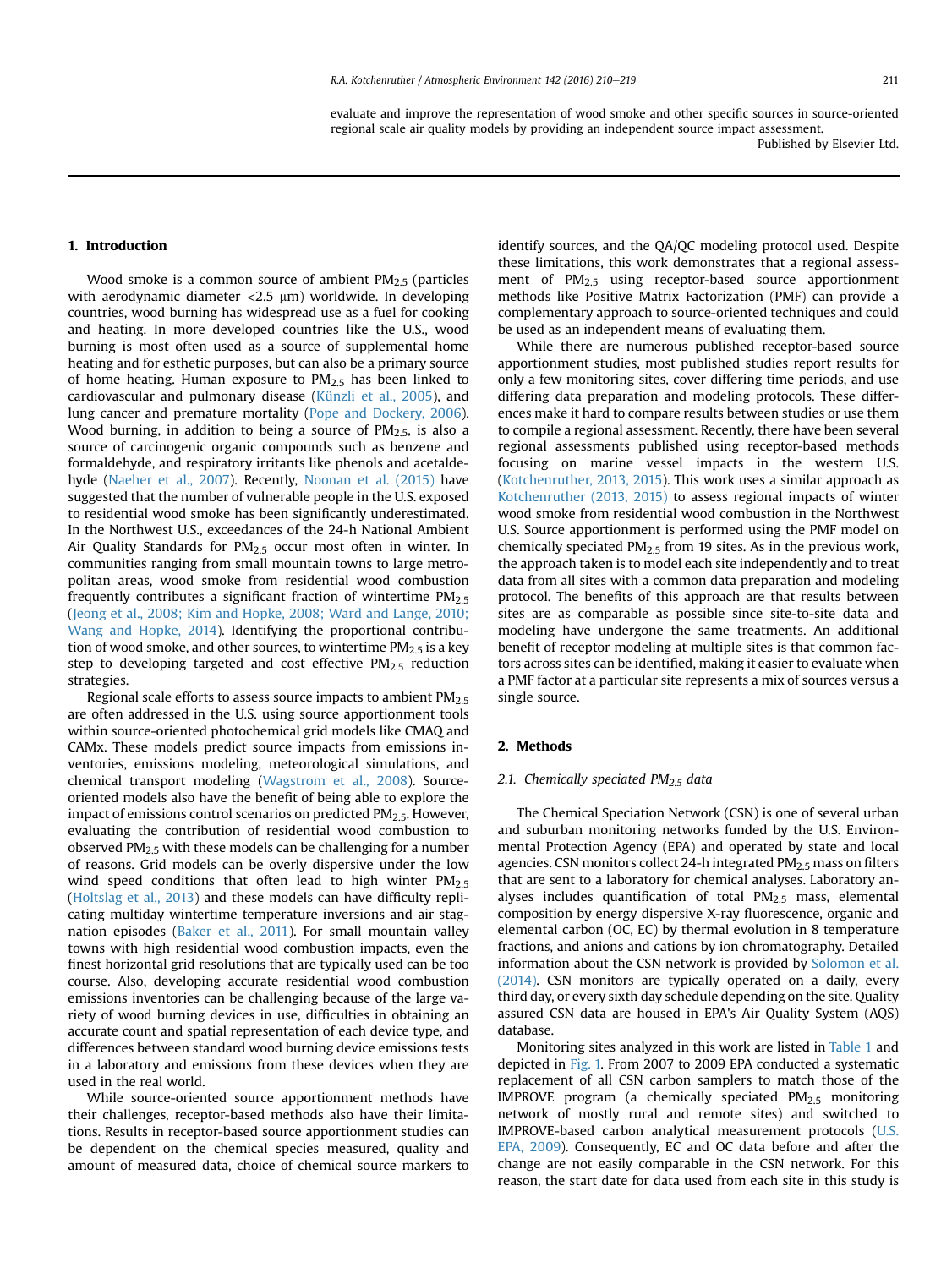evaluate and improve the representation of wood smoke and other specific sources in source-oriented regional scale air quality models by providing an independent source impact assessment.

Published by Elsevier Ltd.

## 1. Introduction

Wood smoke is a common source of ambient $PM_{2.5}$ (particles with aerodynamic diameter <2.5 μm) worldwide. In developing countries, wood burning has widespread use as a fuel for cooking and heating. In more developed countries like the U.S., wood burning is most often used as a source of supplemental home heating and for esthetic purposes, but can also be a primary source of home heating. Human exposure to $PM_{2.5}$ has been linked to cardiovascular and pulmonary disease (Künzli et al., 2005), and lung cancer and premature mortality (Pope and Dockery, 2006). Wood burning, in addition to being a source of $PM_{2.5}$, is also a source of carcinogenic organic compounds such as benzene and formaldehyde, and respiratory irritants like phenols and acetaldehyde (Naeher et al., 2007). Recently, Noonan et al. (2015) have suggested that the number of vulnerable people in the U.S. exposed to residential wood smoke has been significantly underestimated. In the Northwest U.S., exceedances of the 24-h National Ambient Air Quality Standards for $PM_{2.5}$ occur most often in winter. In communities ranging from small mountain towns to large metropolitan areas, wood smoke from residential wood combustion frequently contributes a significant fraction of wintertime $PM_{2.5}$ (Jeong et al., 2008; Kim and Hopke, 2008; Ward and Lange, 2010; Wang and Hopke, 2014). Identifying the proportional contribution of wood smoke, and other sources, to wintertime $PM_{2.5}$ is a key step to developing targeted and cost effective $PM_{2.5}$ reduction strategies.

Regional scale efforts to assess source impacts to ambient $PM_{2.5}$ are often addressed in the U.S. using source apportionment tools within source-oriented photochemical grid models like CMAQ and CAMx. These models predict source impacts from emissions inventories, emissions modeling, meteorological simulations, and chemical transport modeling (Wagstrom et al., 2008). Source-oriented models also have the benefit of being able to explore the impact of emissions control scenarios on predicted $PM_{2.5}$. However, evaluating the contribution of residential wood combustion to observed $PM_{2.5}$ with these models can be challenging for a number of reasons. Grid models can be overly dispersive under the low wind speed conditions that often lead to high winter $PM_{2.5}$ (Holtslag et al., 2013) and these models can have difficulty replicating multiday wintertime temperature inversions and air stagnation episodes (Baker et al., 2011). For small mountain valley towns with high residential wood combustion impacts, even the finest horizontal grid resolutions that are typically used can be too course. Also, developing accurate residential wood combustion emissions inventories can be challenging because of the large variety of wood burning devices in use, difficulties in obtaining an accurate count and spatial representation of each device type, and differences between standard wood burning device emissions tests in a laboratory and emissions from these devices when they are used in the real world.

While source-oriented source apportionment methods have their challenges, receptor-based methods also have their limitations. Results in receptor-based source apportionment studies can be dependent on the chemical species measured, quality and amount of measured data, choice of chemical source markers to identify sources, and the QA/QC modeling protocol used. Despite these limitations, this work demonstrates that a regional assessment of $PM_{2.5}$ using receptor-based source apportionment methods like Positive Matrix Factorization (PMF) can provide a complementary approach to source-oriented techniques and could be used as an independent means of evaluating them.

While there are numerous published receptor-based source apportionment studies, most published studies report results for only a few monitoring sites, cover differing time periods, and use differing data preparation and modeling protocols. These differences make it hard to compare results between studies or use them to compile a regional assessment. Recently, there have been several regional assessments published using receptor-based methods focusing on marine vessel impacts in the western U.S. (Kotchenruther, 2013, 2015). This work uses a similar approach as Kotchenruther (2013, 2015) to assess regional impacts of winter wood smoke from residential wood combustion in the Northwest U.S. Source apportionment is performed using the PMF model on chemically speciated $PM_{2.5}$ from 19 sites. As in the previous work, the approach taken is to model each site independently and to treat data from all sites with a common data preparation and modeling protocol. The benefits of this approach are that results between sites are as comparable as possible since site-to-site data and modeling have undergone the same treatments. An additional benefit of receptor modeling at multiple sites is that common factors across sites can be identified, making it easier to evaluate when a PMF factor at a particular site represents a mix of sources versus a single source.

## 2. Methods

### 2.1. Chemically speciated $PM_{2.5}$ data

The Chemical Speciation Network (CSN) is one of several urban and suburban monitoring networks funded by the U.S. Environmental Protection Agency (EPA) and operated by state and local agencies. CSN monitors collect 24-h integrated $PM_{2.5}$ mass on filters that are sent to a laboratory for chemical analyses. Laboratory analyses includes quantification of total $PM_{2.5}$ mass, elemental composition by energy dispersive X-ray fluorescence, organic and elemental carbon (OC, EC) by thermal evolution in 8 temperature fractions, and anions and cations by ion chromatography. Detailed information about the CSN network is provided by Solomon et al. (2014). CSN monitors are typically operated on a daily, every third day, or every sixth day schedule depending on the site. Quality assured CSN data are housed in EPA's Air Quality System (AQS) database.

Monitoring sites analyzed in this work are listed in Table 1 and depicted in Fig. 1. From 2007 to 2009 EPA conducted a systematic replacement of all CSN carbon samplers to match those of the IMPROVE program (a chemically speciated $PM_{2.5}$ monitoring network of mostly rural and remote sites) and switched to IMPROVE-based carbon analytical measurement protocols (U.S. EPA, 2009). Consequently, EC and OC data before and after the change are not easily comparable in the CSN network. For this reason, the start date for data used from each site in this study is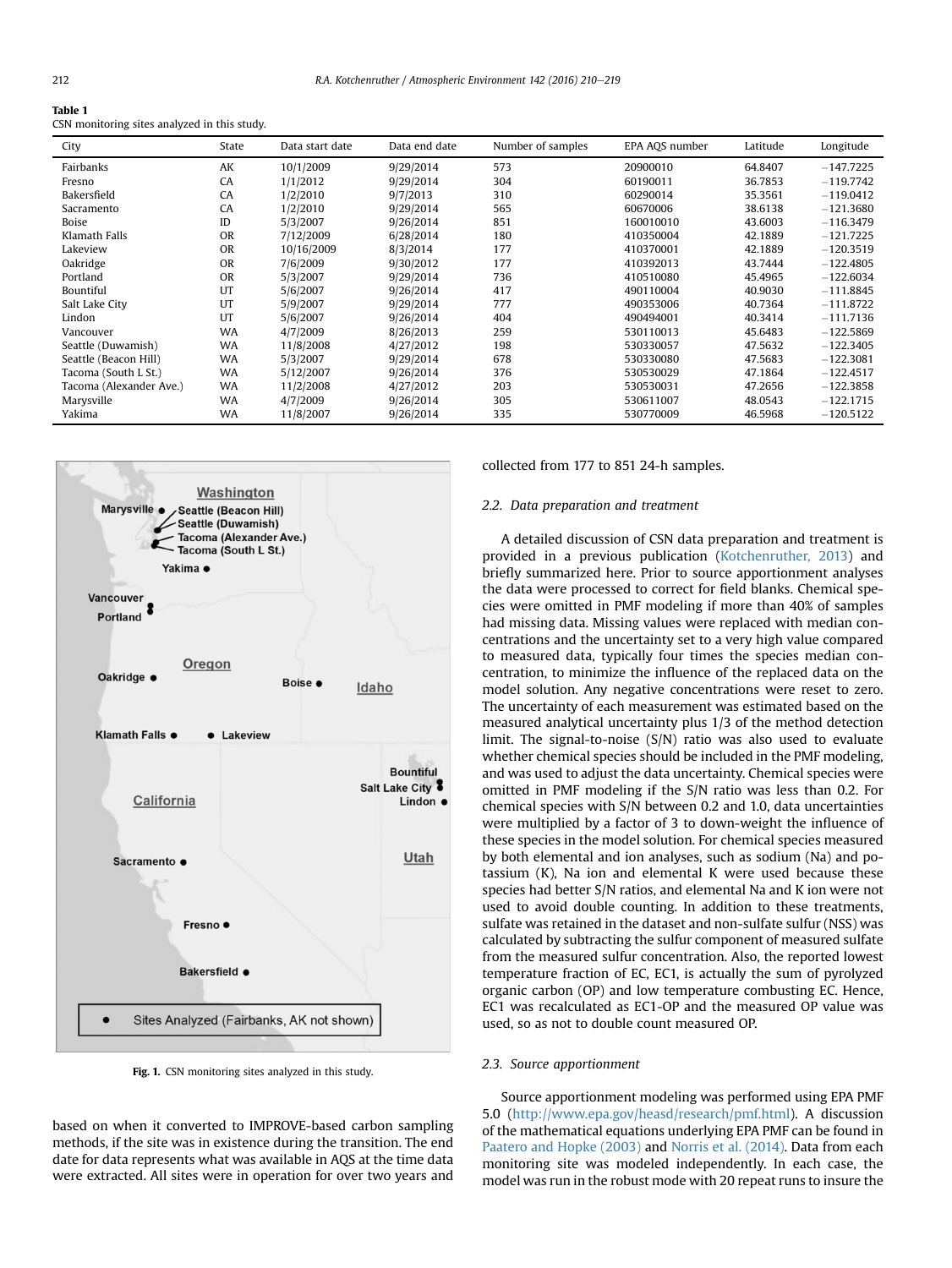**Table 1**
CSN monitoring sites analyzed in this study.

| City | State | Data start date | Data end date | Number of samples | EPA AQS number | Latitude | Longitude |
|---|---|---|---|---|---|---|---|
| Fairbanks | AK | 10/1/2009 | 9/29/2014 | 573 | 20900010 | 64.8407 | −147.7225 |
| Fresno | CA | 1/1/2012 | 9/29/2014 | 304 | 60190011 | 36.7853 | −119.7742 |
| Bakersfield | CA | 1/2/2010 | 9/7/2013 | 310 | 60290014 | 35.3561 | −119.0412 |
| Sacramento | CA | 1/2/2010 | 9/29/2014 | 565 | 60670006 | 38.6138 | −121.3680 |
| Boise | ID | 5/3/2007 | 9/26/2014 | 851 | 160010010 | 43.6003 | −116.3479 |
| Klamath Falls | OR | 7/12/2009 | 6/28/2014 | 180 | 410350004 | 42.1889 | −121.7225 |
| Lakeview | OR | 10/16/2009 | 8/3/2014 | 177 | 410370001 | 42.1889 | −120.3519 |
| Oakridge | OR | 7/6/2009 | 9/30/2012 | 177 | 410392013 | 43.7444 | −122.4805 |
| Portland | OR | 5/3/2007 | 9/29/2014 | 736 | 410510080 | 45.4965 | −122.6034 |
| Bountiful | UT | 5/6/2007 | 9/26/2014 | 417 | 490110004 | 40.9030 | −111.8845 |
| Salt Lake City | UT | 5/9/2007 | 9/29/2014 | 777 | 490353006 | 40.7364 | −111.8722 |
| Lindon | UT | 5/6/2007 | 9/26/2014 | 404 | 490494001 | 40.3414 | −111.7136 |
| Vancouver | WA | 4/7/2009 | 8/26/2013 | 259 | 530110013 | 45.6483 | −122.5869 |
| Seattle (Duwamish) | WA | 11/8/2008 | 4/27/2012 | 198 | 530330057 | 47.5632 | −122.3405 |
| Seattle (Beacon Hill) | WA | 5/3/2007 | 9/29/2014 | 678 | 530330080 | 47.5683 | −122.3081 |
| Tacoma (South L St.) | WA | 5/12/2007 | 9/26/2014 | 376 | 530530029 | 47.1864 | −122.4517 |
| Tacoma (Alexander Ave.) | WA | 11/2/2008 | 4/27/2012 | 203 | 530530031 | 47.2656 | −122.3858 |
| Marysville | WA | 4/7/2009 | 9/26/2014 | 305 | 530611007 | 48.0543 | −122.1715 |
| Yakima | WA | 11/8/2007 | 9/26/2014 | 335 | 530770009 | 46.5968 | −120.5122 |

Fig. 1. CSN monitoring sites analyzed in this study.

based on when it converted to IMPROVE-based carbon sampling methods, if the site was in existence during the transition. The end date for data represents what was available in AQS at the time data were extracted. All sites were in operation for over two years and collected from 177 to 851 24-h samples.

### 2.2. Data preparation and treatment

A detailed discussion of CSN data preparation and treatment is provided in a previous publication (Kotchenruther, 2013) and briefly summarized here. Prior to source apportionment analyses the data were processed to correct for field blanks. Chemical species were omitted in PMF modeling if more than 40% of samples had missing data. Missing values were replaced with median concentrations and the uncertainty set to a very high value compared to measured data, typically four times the species median concentration, to minimize the influence of the replaced data on the model solution. Any negative concentrations were reset to zero. The uncertainty of each measurement was estimated based on the measured analytical uncertainty plus 1/3 of the method detection limit. The signal-to-noise (S/N) ratio was also used to evaluate whether chemical species should be included in the PMF modeling, and was used to adjust the data uncertainty. Chemical species were omitted in PMF modeling if the S/N ratio was less than 0.2. For chemical species with S/N between 0.2 and 1.0, data uncertainties were multiplied by a factor of 3 to down-weight the influence of these species in the model solution. For chemical species measured by both elemental and ion analyses, such as sodium (Na) and potassium (K), Na ion and elemental K were used because these species had better S/N ratios, and elemental Na and K ion were not used to avoid double counting. In addition to these treatments, sulfate was retained in the dataset and non-sulfate sulfur (NSS) was calculated by subtracting the sulfur component of measured sulfate from the measured sulfur concentration. Also, the reported lowest temperature fraction of EC, EC1, is actually the sum of pyrolyzed organic carbon (OP) and low temperature combusting EC. Hence, EC1 was recalculated as EC1-OP and the measured OP value was used, so as not to double count measured OP.

### 2.3. Source apportionment

Source apportionment modeling was performed using EPA PMF 5.0 (http://www.epa.gov/heasd/research/pmf.html). A discussion of the mathematical equations underlying EPA PMF can be found in Paatero and Hopke (2003) and Norris et al. (2014). Data from each monitoring site was modeled independently. In each case, the model was run in the robust mode with 20 repeat runs to insure the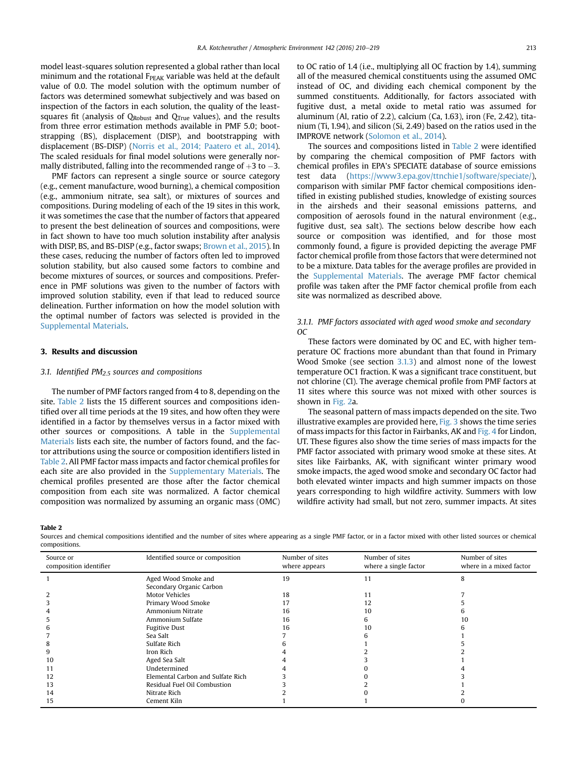model least-squares solution represented a global rather than local minimum and the rotational $F_{PEAK}$ variable was held at the default value of 0.0. The model solution with the optimum number of factors was determined somewhat subjectively and was based on inspection of the factors in each solution, the quality of the least-squares fit (analysis of $Q_{Robust}$ and $Q_{True}$ values), and the results from three error estimation methods available in PMF 5.0; bootstrapping (BS), displacement (DISP), and bootstrapping with displacement (BS-DISP) (Norris et al., 2014; Paatero et al., 2014). The scaled residuals for final model solutions were generally normally distributed, falling into the recommended range of $+3$ to $-3$.

PMF factors can represent a single source or source category (e.g., cement manufacture, wood burning), a chemical composition (e.g., ammonium nitrate, sea salt), or mixtures of sources and compositions. During modeling of each of the 19 sites in this work, it was sometimes the case that the number of factors that appeared to present the best delineation of sources and compositions, were in fact shown to have too much solution instability after analysis with DISP, BS, and BS-DISP (e.g., factor swaps; Brown et al., 2015). In these cases, reducing the number of factors often led to improved solution stability, but also caused some factors to combine and become mixtures of sources, or sources and compositions. Preference in PMF solutions was given to the number of factors with improved solution stability, even if that lead to reduced source delineation. Further information on how the model solution with the optimal number of factors was selected is provided in the Supplemental Materials.

## 3. Results and discussion

### 3.1. Identified $PM_{2.5}$ sources and compositions

The number of PMF factors ranged from 4 to 8, depending on the site. Table 2 lists the 15 different sources and compositions identified over all time periods at the 19 sites, and how often they were identified in a factor by themselves versus in a factor mixed with other sources or compositions. A table in the Supplemental Materials lists each site, the number of factors found, and the factor attributions using the source or composition identifiers listed in Table 2. All PMF factor mass impacts and factor chemical profiles for each site are also provided in the Supplementary Materials. The chemical profiles presented are those after the factor chemical composition from each site was normalized. A factor chemical composition was normalized by assuming an organic mass (OMC) to OC ratio of 1.4 (i.e., multiplying all OC fraction by 1.4), summing all of the measured chemical constituents using the assumed OMC instead of OC, and dividing each chemical component by the summed constituents. Additionally, for factors associated with fugitive dust, a metal oxide to metal ratio was assumed for aluminum (Al, ratio of 2.2), calcium (Ca, 1.63), iron (Fe, 2.42), titanium (Ti, 1.94), and silicon (Si, 2.49) based on the ratios used in the IMPROVE network (Solomon et al., 2014).

The sources and compositions listed in Table 2 were identified by comparing the chemical composition of PMF factors with chemical profiles in EPA's SPECIATE database of source emissions test data (https://www3.epa.gov/ttnchie1/software/speciate/), comparison with similar PMF factor chemical compositions identified in existing published studies, knowledge of existing sources in the airsheds and their seasonal emissions patterns, and composition of aerosols found in the natural environment (e.g., fugitive dust, sea salt). The sections below describe how each source or composition was identified, and for those most commonly found, a figure is provided depicting the average PMF factor chemical profile from those factors that were determined not to be a mixture. Data tables for the average profiles are provided in the Supplemental Materials. The average PMF factor chemical profile was taken after the PMF factor chemical profile from each site was normalized as described above.

#### 3.1.1. PMF factors associated with aged wood smoke and secondary OC

These factors were dominated by OC and EC, with higher temperature OC fractions more abundant than that found in Primary Wood Smoke (see section 3.1.3) and almost none of the lowest temperature OC1 fraction. K was a significant trace constituent, but not chlorine (Cl). The average chemical profile from PMF factors at 11 sites where this source was not mixed with other sources is shown in Fig. 2a.

The seasonal pattern of mass impacts depended on the site. Two illustrative examples are provided here, Fig. 3 shows the time series of mass impacts for this factor in Fairbanks, AK and Fig. 4 for Lindon, UT. These figures also show the time series of mass impacts for the PMF factor associated with primary wood smoke at these sites. At sites like Fairbanks, AK, with significant winter primary wood smoke impacts, the aged wood smoke and secondary OC factor had both elevated winter impacts and high summer impacts on those years corresponding to high wildfire activity. Summers with low wildfire activity had small, but not zero, summer impacts. At sites

**Table 2**
Sources and chemical compositions identified and the number of sites where appearing as a single PMF factor, or in a factor mixed with other listed sources or chemical compositions.

| Source or composition identifier | Identified source or composition | Number of sites where appears | Number of sites where a single factor | Number of sites where in a mixed factor |
|---|---|---|---|---|
| 1 | Aged Wood Smoke and Secondary Organic Carbon | 19 | 11 | 8 |
| 2 | Motor Vehicles | 18 | 11 | 7 |
| 3 | Primary Wood Smoke | 17 | 12 | 5 |
| 4 | Ammonium Nitrate | 16 | 10 | 6 |
| 5 | Ammonium Sulfate | 16 | 6 | 10 |
| 6 | Fugitive Dust | 16 | 10 | 6 |
| 7 | Sea Salt | 7 | 6 | 1 |
| 8 | Sulfate Rich | 6 | 1 | 5 |
| 9 | Iron Rich | 4 | 2 | 2 |
| 10 | Aged Sea Salt | 4 | 3 | 1 |
| 11 | Undetermined | 4 | 0 | 4 |
| 12 | Elemental Carbon and Sulfate Rich | 3 | 0 | 3 |
| 13 | Residual Fuel Oil Combustion | 3 | 2 | 1 |
| 14 | Nitrate Rich | 2 | 0 | 2 |
| 15 | Cement Kiln | 1 | 1 | 0 |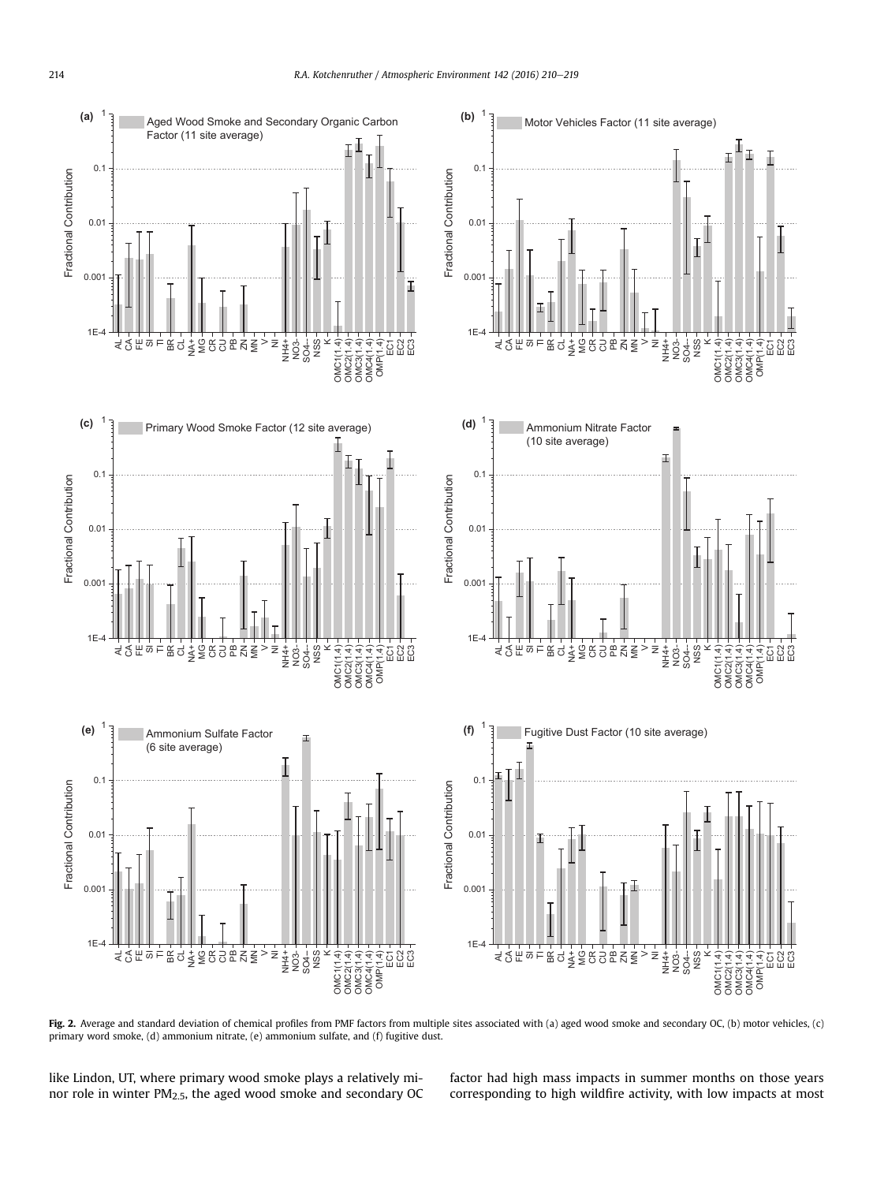**Fig. 2.** Average and standard deviation of chemical profiles from PMF factors from multiple sites associated with (a) aged wood smoke and secondary OC, (b) motor vehicles, (c) primary word smoke, (d) ammonium nitrate, (e) ammonium sulfate, and (f) fugitive dust.

like Lindon, UT, where primary wood smoke plays a relatively minor role in winter $PM_{2.5}$, the aged wood smoke and secondary OC factor had high mass impacts in summer months on those years corresponding to high wildfire activity, with low impacts at most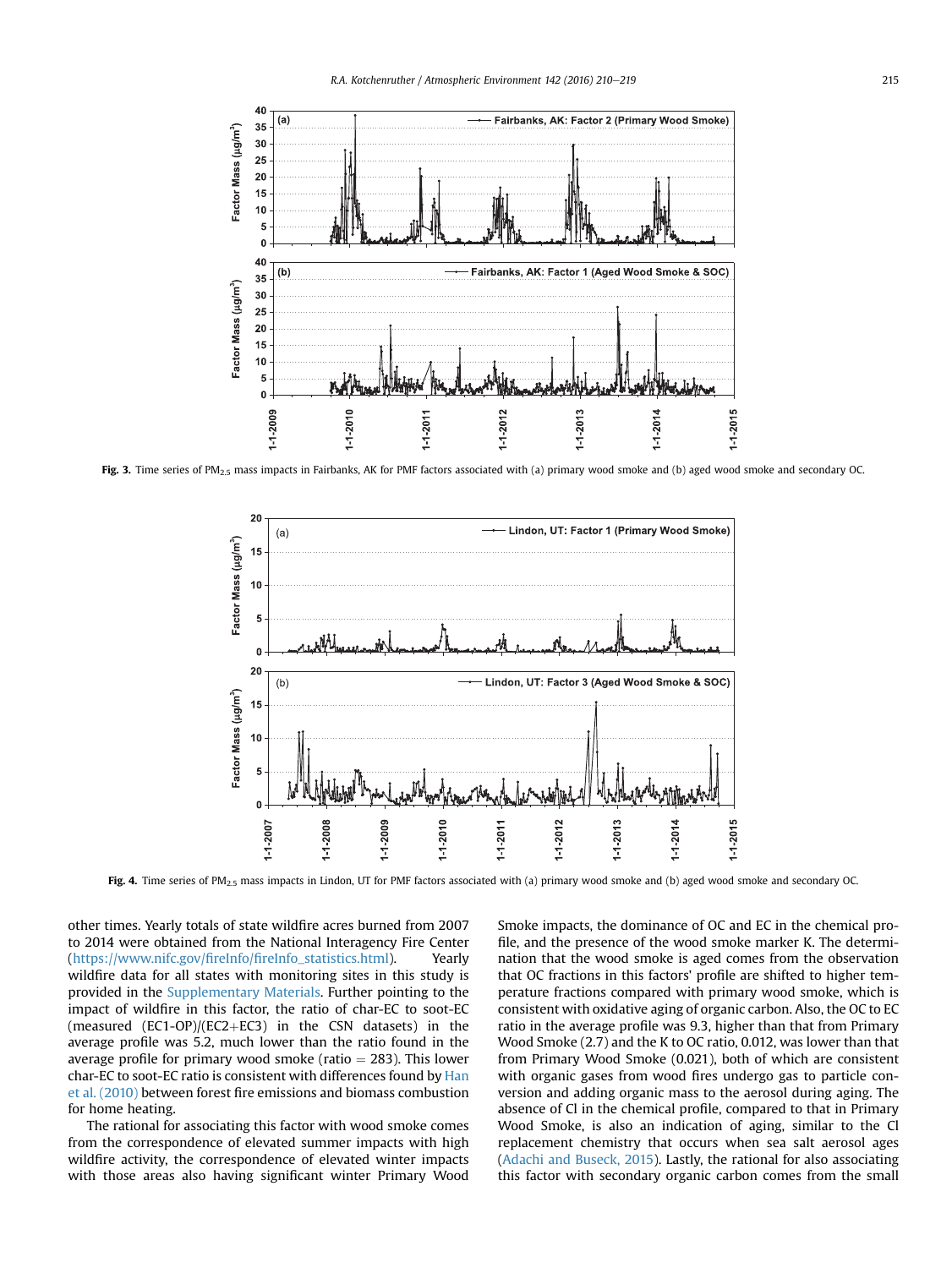Fig. 3. Time series of $PM_{2.5}$ mass impacts in Fairbanks, AK for PMF factors associated with (a) primary wood smoke and (b) aged wood smoke and secondary OC.

Fig. 4. Time series of $PM_{2.5}$ mass impacts in Lindon, UT for PMF factors associated with (a) primary wood smoke and (b) aged wood smoke and secondary OC.

other times. Yearly totals of state wildfire acres burned from 2007 to 2014 were obtained from the National Interagency Fire Center (https://www.nifc.gov/fireInfo/fireInfo_statistics.html). Yearly wildfire data for all states with monitoring sites in this study is provided in the Supplementary Materials. Further pointing to the impact of wildfire in this factor, the ratio of char-EC to soot-EC (measured (EC1-OP)/(EC2+EC3) in the CSN datasets) in the average profile was 5.2, much lower than the ratio found in the average profile for primary wood smoke (ratio = 283). This lower char-EC to soot-EC ratio is consistent with differences found by Han et al. (2010) between forest fire emissions and biomass combustion for home heating.

The rational for associating this factor with wood smoke comes from the correspondence of elevated summer impacts with high wildfire activity, the correspondence of elevated winter impacts with those areas also having significant winter Primary Wood Smoke impacts, the dominance of OC and EC in the chemical profile, and the presence of the wood smoke marker K. The determination that the wood smoke is aged comes from the observation that OC fractions in this factors' profile are shifted to higher temperature fractions compared with primary wood smoke, which is consistent with oxidative aging of organic carbon. Also, the OC to EC ratio in the average profile was 9.3, higher than that from Primary Wood Smoke (2.7) and the K to OC ratio, 0.012, was lower than that from Primary Wood Smoke (0.021), both of which are consistent with organic gases from wood fires undergo gas to particle conversion and adding organic mass to the aerosol during aging. The absence of Cl in the chemical profile, compared to that in Primary Wood Smoke, is also an indication of aging, similar to the Cl replacement chemistry that occurs when sea salt aerosol ages (Adachi and Buseck, 2015). Lastly, the rational for also associating this factor with secondary organic carbon comes from the small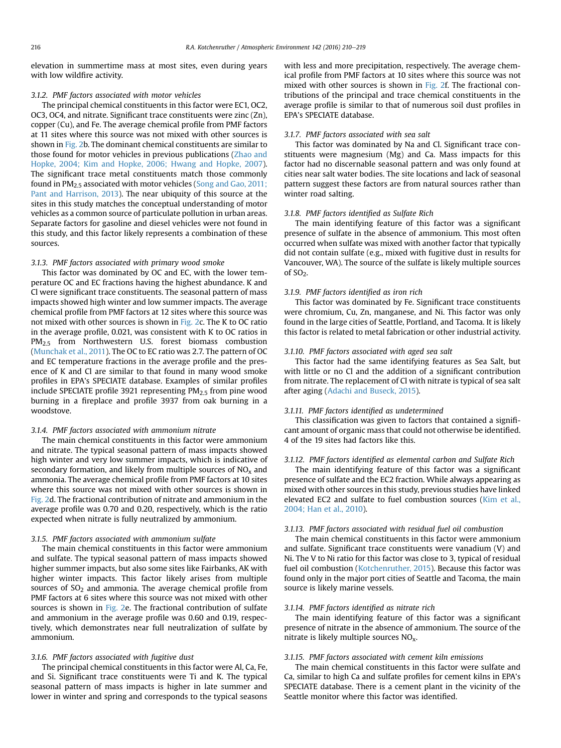elevation in summertime mass at most sites, even during years with low wildfire activity.

### 3.1.2. PMF factors associated with motor vehicles

The principal chemical constituents in this factor were EC1, OC2, OC3, OC4, and nitrate. Significant trace constituents were zinc (Zn), copper (Cu), and Fe. The average chemical profile from PMF factors at 11 sites where this source was not mixed with other sources is shown in Fig. 2b. The dominant chemical constituents are similar to those found for motor vehicles in previous publications (Zhao and Hopke, 2004; Kim and Hopke, 2006; Hwang and Hopke, 2007). The significant trace metal constituents match those commonly found in $PM_{2.5}$ associated with motor vehicles (Song and Gao, 2011; Pant and Harrison, 2013). The near ubiquity of this source at the sites in this study matches the conceptual understanding of motor vehicles as a common source of particulate pollution in urban areas. Separate factors for gasoline and diesel vehicles were not found in this study, and this factor likely represents a combination of these sources.

### 3.1.3. PMF factors associated with primary wood smoke

This factor was dominated by OC and EC, with the lower temperature OC and EC fractions having the highest abundance. K and Cl were significant trace constituents. The seasonal pattern of mass impacts showed high winter and low summer impacts. The average chemical profile from PMF factors at 12 sites where this source was not mixed with other sources is shown in Fig. 2c. The K to OC ratio in the average profile, 0.021, was consistent with K to OC ratios in $PM_{2.5}$ from Northwestern U.S. forest biomass combustion (Munchak et al., 2011). The OC to EC ratio was 2.7. The pattern of OC and EC temperature fractions in the average profile and the presence of K and Cl are similar to that found in many wood smoke profiles in EPA's SPECIATE database. Examples of similar profiles include SPECIATE profile 3921 representing $PM_{2.5}$ from pine wood burning in a fireplace and profile 3937 from oak burning in a woodstove.

### 3.1.4. PMF factors associated with ammonium nitrate

The main chemical constituents in this factor were ammonium and nitrate. The typical seasonal pattern of mass impacts showed high winter and very low summer impacts, which is indicative of secondary formation, and likely from multiple sources of $NO_x$ and ammonia. The average chemical profile from PMF factors at 10 sites where this source was not mixed with other sources is shown in Fig. 2d. The fractional contribution of nitrate and ammonium in the average profile was 0.70 and 0.20, respectively, which is the ratio expected when nitrate is fully neutralized by ammonium.

### 3.1.5. PMF factors associated with ammonium sulfate

The main chemical constituents in this factor were ammonium and sulfate. The typical seasonal pattern of mass impacts showed higher summer impacts, but also some sites like Fairbanks, AK with higher winter impacts. This factor likely arises from multiple sources of $SO_2$ and ammonia. The average chemical profile from PMF factors at 6 sites where this source was not mixed with other sources is shown in Fig. 2e. The fractional contribution of sulfate and ammonium in the average profile was 0.60 and 0.19, respectively, which demonstrates near full neutralization of sulfate by ammonium.

### 3.1.6. PMF factors associated with fugitive dust

The principal chemical constituents in this factor were Al, Ca, Fe, and Si. Significant trace constituents were Ti and K. The typical seasonal pattern of mass impacts is higher in late summer and lower in winter and spring and corresponds to the typical seasons with less and more precipitation, respectively. The average chemical profile from PMF factors at 10 sites where this source was not mixed with other sources is shown in Fig. 2f. The fractional contributions of the principal and trace chemical constituents in the average profile is similar to that of numerous soil dust profiles in EPA's SPECIATE database.

### 3.1.7. PMF factors associated with sea salt

This factor was dominated by Na and Cl. Significant trace constituents were magnesium (Mg) and Ca. Mass impacts for this factor had no discernable seasonal pattern and was only found at cities near salt water bodies. The site locations and lack of seasonal pattern suggest these factors are from natural sources rather than winter road salting.

### 3.1.8. PMF factors identified as Sulfate Rich

The main identifying feature of this factor was a significant presence of sulfate in the absence of ammonium. This most often occurred when sulfate was mixed with another factor that typically did not contain sulfate (e.g., mixed with fugitive dust in results for Vancouver, WA). The source of the sulfate is likely multiple sources of $SO_2$.

### 3.1.9. PMF factors identified as iron rich

This factor was dominated by Fe. Significant trace constituents were chromium, Cu, Zn, manganese, and Ni. This factor was only found in the large cities of Seattle, Portland, and Tacoma. It is likely this factor is related to metal fabrication or other industrial activity.

### 3.1.10. PMF factors associated with aged sea salt

This factor had the same identifying features as Sea Salt, but with little or no Cl and the addition of a significant contribution from nitrate. The replacement of Cl with nitrate is typical of sea salt after aging (Adachi and Buseck, 2015).

### 3.1.11. PMF factors identified as undetermined

This classification was given to factors that contained a significant amount of organic mass that could not otherwise be identified. 4 of the 19 sites had factors like this.

### 3.1.12. PMF factors identified as elemental carbon and Sulfate Rich

The main identifying feature of this factor was a significant presence of sulfate and the EC2 fraction. While always appearing as mixed with other sources in this study, previous studies have linked elevated EC2 and sulfate to fuel combustion sources (Kim et al., 2004; Han et al., 2010).

### 3.1.13. PMF factors associated with residual fuel oil combustion

The main chemical constituents in this factor were ammonium and sulfate. Significant trace constituents were vanadium (V) and Ni. The V to Ni ratio for this factor was close to 3, typical of residual fuel oil combustion (Kotchenruther, 2015). Because this factor was found only in the major port cities of Seattle and Tacoma, the main source is likely marine vessels.

### 3.1.14. PMF factors identified as nitrate rich

The main identifying feature of this factor was a significant presence of nitrate in the absence of ammonium. The source of the nitrate is likely multiple sources $NO_x$.

### 3.1.15. PMF factors associated with cement kiln emissions

The main chemical constituents in this factor were sulfate and Ca, similar to high Ca and sulfate profiles for cement kilns in EPA's SPECIATE database. There is a cement plant in the vicinity of the Seattle monitor where this factor was identified.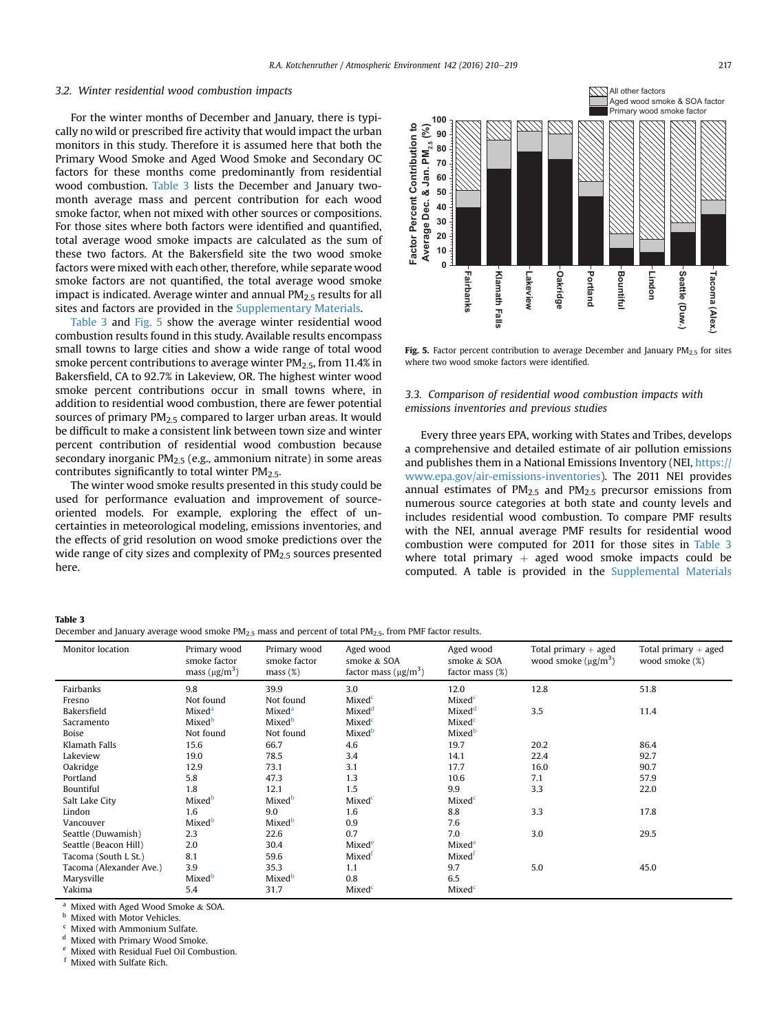### 3.2. Winter residential wood combustion impacts

For the winter months of December and January, there is typically no wild or prescribed fire activity that would impact the urban monitors in this study. Therefore it is assumed here that both the Primary Wood Smoke and Aged Wood Smoke and Secondary OC factors for these months come predominantly from residential wood combustion. Table 3 lists the December and January two-month average mass and percent contribution for each wood smoke factor, when not mixed with other sources or compositions. For those sites where both factors were identified and quantified, total average wood smoke impacts are calculated as the sum of these two factors. At the Bakersfield site the two wood smoke factors were mixed with each other, therefore, while separate wood smoke factors are not quantified, the total average wood smoke impact is indicated. Average winter and annual $PM_{2.5}$ results for all sites and factors are provided in the Supplementary Materials.

Table 3 and Fig. 5 show the average winter residential wood combustion results found in this study. Available results encompass small towns to large cities and show a wide range of total wood smoke percent contributions to average winter $PM_{2.5}$, from 11.4% in Bakersfield, CA to 92.7% in Lakeview, OR. The highest winter wood smoke percent contributions occur in small towns where, in addition to residential wood combustion, there are fewer potential sources of primary $PM_{2.5}$ compared to larger urban areas. It would be difficult to make a consistent link between town size and winter percent contribution of residential wood combustion because secondary inorganic $PM_{2.5}$ (e.g., ammonium nitrate) in some areas contributes significantly to total winter $PM_{2.5}$.

The winter wood smoke results presented in this study could be used for performance evaluation and improvement of source-oriented models. For example, exploring the effect of uncertainties in meteorological modeling, emissions inventories, and the effects of grid resolution on wood smoke predictions over the wide range of city sizes and complexity of $PM_{2.5}$ sources presented here.

Fig. 5. Factor percent contribution to average December and January $PM_{2.5}$ for sites where two wood smoke factors were identified.

### 3.3. Comparison of residential wood combustion impacts with emissions inventories and previous studies

Every three years EPA, working with States and Tribes, develops a comprehensive and detailed estimate of air pollution emissions and publishes them in a National Emissions Inventory (NEI, https://www.epa.gov/air-emissions-inventories). The 2011 NEI provides annual estimates of $PM_{2.5}$ and $PM_{2.5}$ precursor emissions from numerous source categories at both state and county levels and includes residential wood combustion. To compare PMF results with the NEI, annual average PMF results for residential wood combustion were computed for 2011 for those sites in Table 3 where total primary + aged wood smoke impacts could be computed. A table is provided in the Supplemental Materials

**Table 3**
December and January average wood smoke $PM_{2.5}$ mass and percent of total $PM_{2.5}$, from PMF factor results.

| Monitor location | Primary wood smoke factor mass (μg/m$^3$) | Primary wood smoke factor mass (%) | Aged wood smoke & SOA factor mass (μg/m$^3$) | Aged wood smoke & SOA factor mass (%) | Total primary + aged wood smoke (μg/m$^3$) | Total primary + aged wood smoke (%) |
|---|---|---|---|---|---|---|
| Fairbanks | 9.8 | 39.9 | 3.0 | 12.0 | 12.8 | 51.8 |
| Fresno | Not found | Not found | Mixed[c] | Mixed[c] | | |
| Bakersfield | Mixed[a] | Mixed[a] | Mixed[d] | Mixed[d] | 3.5 | 11.4 |
| Sacramento | Mixed[b] | Mixed[b] | Mixed[c] | Mixed[c] | | |
| Boise | Not found | Not found | Mixed[b] | Mixed[b] | | |
| Klamath Falls | 15.6 | 66.7 | 4.6 | 19.7 | 20.2 | 86.4 |
| Lakeview | 19.0 | 78.5 | 3.4 | 14.1 | 22.4 | 92.7 |
| Oakridge | 12.9 | 73.1 | 3.1 | 17.7 | 16.0 | 90.7 |
| Portland | 5.8 | 47.3 | 1.3 | 10.6 | 7.1 | 57.9 |
| Bountiful | 1.8 | 12.1 | 1.5 | 9.9 | 3.3 | 22.0 |
| Salt Lake City | Mixed[b] | Mixed[b] | Mixed[c] | Mixed[c] | | |
| Lindon | 1.6 | 9.0 | 1.6 | 8.8 | 3.3 | 17.8 |
| Vancouver | Mixed[b] | Mixed[b] | 0.9 | 7.6 | | |
| Seattle (Duwamish) | 2.3 | 22.6 | 0.7 | 7.0 | 3.0 | 29.5 |
| Seattle (Beacon Hill) | 2.0 | 30.4 | Mixed[e] | Mixed[e] | | |
| Tacoma (South L St.) | 8.1 | 59.6 | Mixed[f] | Mixed[f] | | |
| Tacoma (Alexander Ave.) | 3.9 | 35.3 | 1.1 | 9.7 | 5.0 | 45.0 |
| Marysville | Mixed[b] | Mixed[b] | 0.8 | 6.5 | | |
| Yakima | 5.4 | 31.7 | Mixed[c] | Mixed[c] | | |

[a] Mixed with Aged Wood Smoke & SOA.
[b] Mixed with Motor Vehicles.
[c] Mixed with Ammonium Sulfate.
[d] Mixed with Primary Wood Smoke.
[e] Mixed with Residual Fuel Oil Combustion.
[f] Mixed with Sulfate Rich.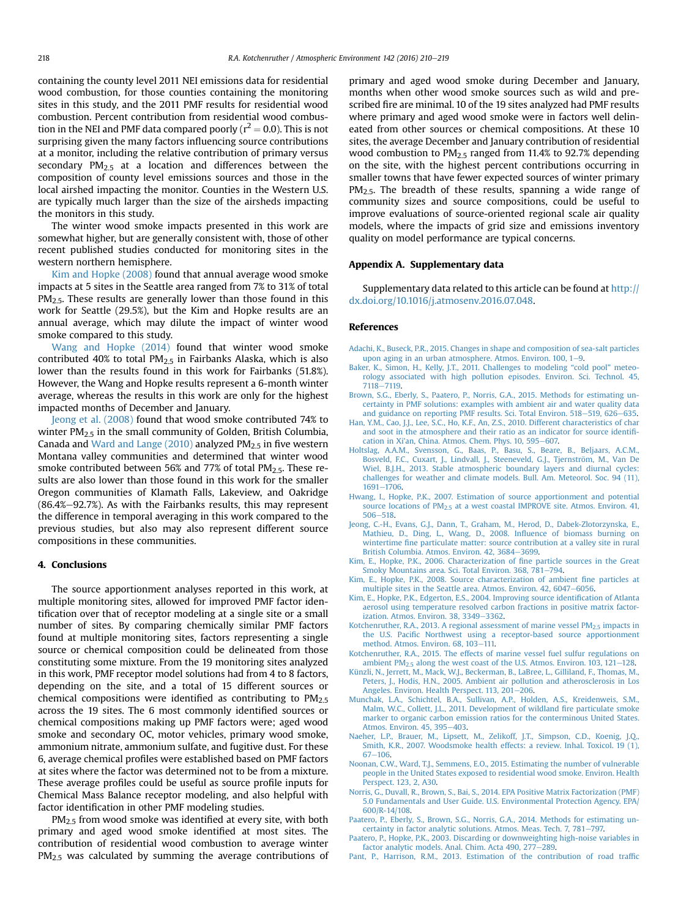containing the county level 2011 NEI emissions data for residential wood combustion, for those counties containing the monitoring sites in this study, and the 2011 PMF results for residential wood combustion. Percent contribution from residential wood combustion in the NEI and PMF data compared poorly ($r^2 = 0.0$). This is not surprising given the many factors influencing source contributions at a monitor, including the relative contribution of primary versus secondary $PM_{2.5}$ at a location and differences between the composition of county level emissions sources and those in the local airshed impacting the monitor. Counties in the Western U.S. are typically much larger than the size of the airsheds impacting the monitors in this study.

The winter wood smoke impacts presented in this work are somewhat higher, but are generally consistent with, those of other recent published studies conducted for monitoring sites in the western northern hemisphere.

Kim and Hopke (2008) found that annual average wood smoke impacts at 5 sites in the Seattle area ranged from 7% to 31% of total $PM_{2.5}$. These results are generally lower than those found in this work for Seattle (29.5%), but the Kim and Hopke results are an annual average, which may dilute the impact of winter wood smoke compared to this study.

Wang and Hopke (2014) found that winter wood smoke contributed 40% to total $PM_{2.5}$ in Fairbanks Alaska, which is also lower than the results found in this work for Fairbanks (51.8%). However, the Wang and Hopke results represent a 6-month winter average, whereas the results in this work are only for the highest impacted months of December and January.

Jeong et al. (2008) found that wood smoke contributed 74% to winter $PM_{2.5}$ in the small community of Golden, British Columbia, Canada and Ward and Lange (2010) analyzed $PM_{2.5}$ in five western Montana valley communities and determined that winter wood smoke contributed between 56% and 77% of total $PM_{2.5}$. These results are also lower than those found in this work for the smaller Oregon communities of Klamath Falls, Lakeview, and Oakridge (86.4%–92.7%). As with the Fairbanks results, this may represent the difference in temporal averaging in this work compared to the previous studies, but also may also represent different source compositions in these communities.

## 4. Conclusions

The source apportionment analyses reported in this work, at multiple monitoring sites, allowed for improved PMF factor identification over that of receptor modeling at a single site or a small number of sites. By comparing chemically similar PMF factors found at multiple monitoring sites, factors representing a single source or chemical composition could be delineated from those constituting some mixture. From the 19 monitoring sites analyzed in this work, PMF receptor model solutions had from 4 to 8 factors, depending on the site, and a total of 15 different sources or chemical compositions were identified as contributing to $PM_{2.5}$ across the 19 sites. The 6 most commonly identified sources or chemical compositions making up PMF factors were; aged wood smoke and secondary OC, motor vehicles, primary wood smoke, ammonium nitrate, ammonium sulfate, and fugitive dust. For these 6, average chemical profiles were established based on PMF factors at sites where the factor was determined not to be from a mixture. These average profiles could be useful as source profile inputs for Chemical Mass Balance receptor modeling, and also helpful with factor identification in other PMF modeling studies.

$PM_{2.5}$ from wood smoke was identified at every site, with both primary and aged wood smoke identified at most sites. The contribution of residential wood combustion to average winter $PM_{2.5}$ was calculated by summing the average contributions of primary and aged wood smoke during December and January, months when other wood smoke sources such as wild and prescribed fire are minimal. 10 of the 19 sites analyzed had PMF results where primary and aged wood smoke were in factors well delineated from other sources or chemical compositions. At these 10 sites, the average December and January contribution of residential wood combustion to $PM_{2.5}$ ranged from 11.4% to 92.7% depending on the site, with the highest percent contributions occurring in smaller towns that have fewer expected sources of winter primary $PM_{2.5}$. The breadth of these results, spanning a wide range of community sizes and source compositions, could be useful to improve evaluations of source-oriented regional scale air quality models, where the impacts of grid size and emissions inventory quality on model performance are typical concerns.

## Appendix A. Supplementary data

Supplementary data related to this article can be found at http://dx.doi.org/10.1016/j.atmosenv.2016.07.048.

## References

Adachi, K., Buseck, P.R., 2015. Changes in shape and composition of sea-salt particles upon aging in an urban atmosphere. Atmos. Environ. 100, 1–9.

Baker, K., Simon, H., Kelly, J.T., 2011. Challenges to modeling "cold pool" meteorology associated with high pollution episodes. Environ. Sci. Technol. 45, 7118–7119.

Brown, S.G., Eberly, S., Paatero, P., Norris, G.A., 2015. Methods for estimating uncertainty in PMF solutions: examples with ambient air and water quality data and guidance on reporting PMF results. Sci. Total Environ. 518–519, 626–635.

Han, Y.M., Cao, J.J., Lee, S.C., Ho, K.F., An, Z.S., 2010. Different characteristics of char and soot in the atmosphere and their ratio as an indicator for source identification in Xi'an, China. Atmos. Chem. Phys. 10, 595–607.

Holtslag, A.A.M., Svensson, G., Baas, P., Basu, S., Beare, B., Beljaars, A.C.M., Bosveld, F.C., Cuxart, J., Lindvall, J., Steeneveld, G.J., Tjernström, M., Van De Wiel, B.J.H., 2013. Stable atmospheric boundary layers and diurnal cycles: challenges for weather and climate models. Bull. Am. Meteorol. Soc. 94 (11), 1691–1706.

Hwang, I., Hopke, P.K., 2007. Estimation of source apportionment and potential source locations of $PM_{2.5}$ at a west coastal IMPROVE site. Atmos. Environ. 41, 506–518.

Jeong, C.-H., Evans, G.J., Dann, T., Graham, M., Herod, D., Dabek-Zlotorzynska, E., Mathieu, D., Ding, L., Wang, D., 2008. Influence of biomass burning on wintertime fine particulate matter: source contribution at a valley site in rural British Columbia. Atmos. Environ. 42, 3684–3699.

Kim, E., Hopke, P.K., 2006. Characterization of fine particle sources in the Great Smoky Mountains area. Sci. Total Environ. 368, 781–794.

Kim, E., Hopke, P.K., 2008. Source characterization of ambient fine particles at multiple sites in the Seattle area. Atmos. Environ. 42, 6047–6056.

Kim, E., Hopke, P.K., Edgerton, E.S., 2004. Improving source identification of Atlanta aerosol using temperature resolved carbon fractions in positive matrix factorization. Atmos. Environ. 38, 3349–3362.

Kotchenruther, R.A., 2013. A regional assessment of marine vessel $PM_{2.5}$ impacts in the U.S. Pacific Northwest using a receptor-based source apportionment method. Atmos. Environ. 68, 103–111.

Kotchenruther, R.A., 2015. The effects of marine vessel fuel sulfur regulations on ambient $PM_{2.5}$ along the west coast of the U.S. Atmos. Environ. 103, 121–128.

Künzli, N., Jerrett, M., Mack, W.J., Beckerman, B., LaBree, L., Gilliland, F., Thomas, M., Peters, J., Hodis, H.N., 2005. Ambient air pollution and atherosclerosis in Los Angeles. Environ. Health Perspect. 113, 201–206.

Munchak, L.A., Schichtel, B.A., Sullivan, A.P., Holden, A.S., Kreidenweis, S.M., Malm, W.C., Collett, J.L., 2011. Development of wildland fire particulate smoke marker to organic carbon emission ratios for the conterminous United States. Atmos. Environ. 45, 395–403.

Naeher, L.P., Brauer, M., Lipsett, M., Zelikoff, J.T., Simpson, C.D., Koenig, J.Q., Smith, K.R., 2007. Woodsmoke health effects: a review. Inhal. Toxicol. 19 (1), 67–106.

Noonan, C.W., Ward, T.J., Semmens, E.O., 2015. Estimating the number of vulnerable people in the United States exposed to residential wood smoke. Environ. Health Perspect. 123, 2, A30.

Norris, G., Duvall, R., Brown, S., Bai, S., 2014. EPA Positive Matrix Factorization (PMF) 5.0 Fundamentals and User Guide. U.S. Environmental Protection Agency. EPA/600/R-14/108.

Paatero, P., Eberly, S., Brown, S.G., Norris, G.A., 2014. Methods for estimating uncertainty in factor analytic solutions. Atmos. Meas. Tech. 7, 781–797.

Paatero, P., Hopke, P.K., 2003. Discarding or downweighting high-noise variables in factor analytic models. Anal. Chim. Acta 490, 277–289.

Pant, P., Harrison, R.M., 2013. Estimation of the contribution of road traffic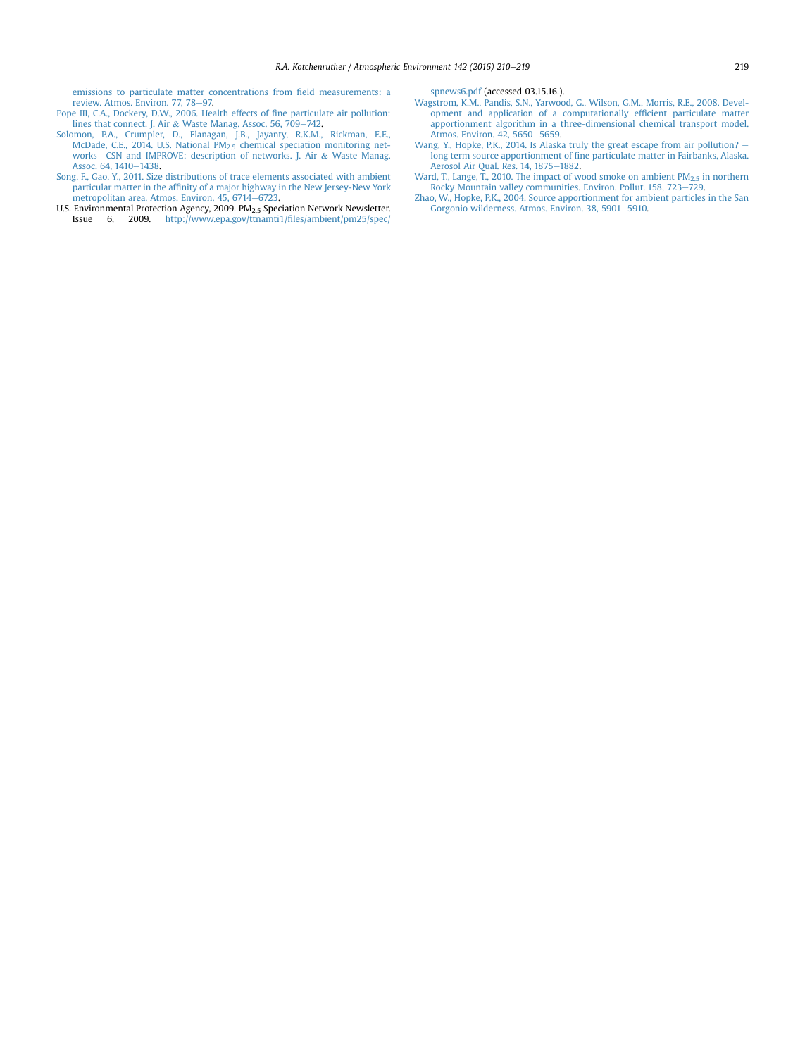emissions to particulate matter concentrations from field measurements: a review. Atmos. Environ. 77, 78–97.

Pope III, C.A., Dockery, D.W., 2006. Health effects of fine particulate air pollution: lines that connect. J. Air & Waste Manag. Assoc. 56, 709–742.

Solomon, P.A., Crumpler, D., Flanagan, J.B., Jayanty, R.K.M., Rickman, E.E., McDade, C.E., 2014. U.S. National $PM_{2.5}$ chemical speciation monitoring networks—CSN and IMPROVE: description of networks. J. Air & Waste Manag. Assoc. 64, 1410–1438.

Song, F., Gao, Y., 2011. Size distributions of trace elements associated with ambient particular matter in the affinity of a major highway in the New Jersey-New York metropolitan area. Atmos. Environ. 45, 6714–6723.

U.S. Environmental Protection Agency, 2009. $PM_{2.5}$ Speciation Network Newsletter. Issue 6, 2009. http://www.epa.gov/ttnamti1/files/ambient/pm25/spec/spnews6.pdf (accessed 03.15.16.).

Wagstrom, K.M., Pandis, S.N., Yarwood, G., Wilson, G.M., Morris, R.E., 2008. Development and application of a computationally efficient particulate matter apportionment algorithm in a three-dimensional chemical transport model. Atmos. Environ. 42, 5650–5659.

Wang, Y., Hopke, P.K., 2014. Is Alaska truly the great escape from air pollution? – long term source apportionment of fine particulate matter in Fairbanks, Alaska. Aerosol Air Qual. Res. 14, 1875–1882.

Ward, T., Lange, T., 2010. The impact of wood smoke on ambient $PM_{2.5}$ in northern Rocky Mountain valley communities. Environ. Pollut. 158, 723–729.

Zhao, W., Hopke, P.K., 2004. Source apportionment for ambient particles in the San Gorgonio wilderness. Atmos. Environ. 38, 5901–5910.